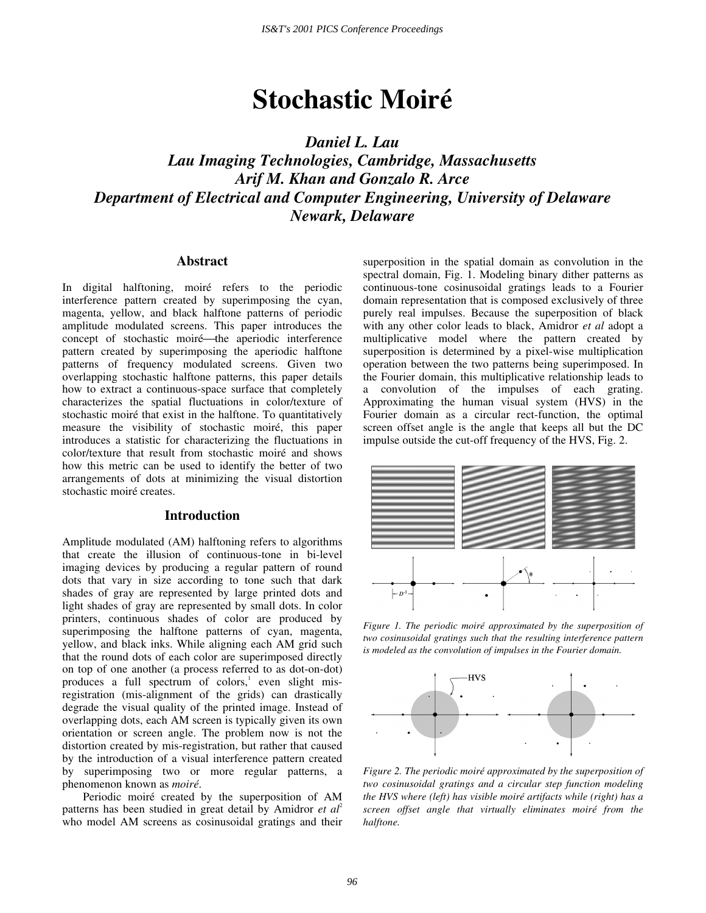# Stochastic Moiré

***Daniel L. Lau***
***Lau Imaging Technologies, Cambridge, Massachusetts***
***Arif M. Khan and Gonzalo R. Arce***
***Department of Electrical and Computer Engineering, University of Delaware***
***Newark, Delaware***

## Abstract

In digital halftoning, moiré refers to the periodic interference pattern created by superimposing the cyan, magenta, yellow, and black halftone patterns of periodic amplitude modulated screens. This paper introduces the concept of stochastic moiré—the aperiodic interference pattern created by superimposing the aperiodic halftone patterns of frequency modulated screens. Given two overlapping stochastic halftone patterns, this paper details how to extract a continuous-space surface that completely characterizes the spatial fluctuations in color/texture of stochastic moiré that exist in the halftone. To quantitatively measure the visibility of stochastic moiré, this paper introduces a statistic for characterizing the fluctuations in color/texture that result from stochastic moiré and shows how this metric can be used to identify the better of two arrangements of dots at minimizing the visual distortion stochastic moiré creates.

## Introduction

Amplitude modulated (AM) halftoning refers to algorithms that create the illusion of continuous-tone in bi-level imaging devices by producing a regular pattern of round dots that vary in size according to tone such that dark shades of gray are represented by large printed dots and light shades of gray are represented by small dots. In color printers, continuous shades of color are produced by superimposing the halftone patterns of cyan, magenta, yellow, and black inks. While aligning each AM grid such that the round dots of each color are superimposed directly on top of one another (a process referred to as dot-on-dot) produces a full spectrum of colors,[1] even slight mis-registration (mis-alignment of the grids) can drastically degrade the visual quality of the printed image. Instead of overlapping dots, each AM screen is typically given its own orientation or screen angle. The problem now is not the distortion created by mis-registration, but rather that caused by the introduction of a visual interference pattern created by superimposing two or more regular patterns, a phenomenon known as *moiré*.

Periodic moiré created by the superposition of AM patterns has been studied in great detail by Amidror *et al*[2] who model AM screens as cosinusoidal gratings and their superposition in the spatial domain as convolution in the spectral domain, Fig. 1. Modeling binary dither patterns as continuous-tone cosinusoidal gratings leads to a Fourier domain representation that is composed exclusively of three purely real impulses. Because the superposition of black with any other color leads to black, Amidror *et al* adopt a multiplicative model where the pattern created by superposition is determined by a pixel-wise multiplication operation between the two patterns being superimposed. In the Fourier domain, this multiplicative relationship leads to a convolution of the impulses of each grating. Approximating the human visual system (HVS) in the Fourier domain as a circular rect-function, the optimal screen offset angle is the angle that keeps all but the DC impulse outside the cut-off frequency of the HVS, Fig. 2.

*Figure 1. The periodic moiré approximated by the superposition of two cosinusoidal gratings such that the resulting interference pattern is modeled as the convolution of impulses in the Fourier domain.*

*Figure 2. The periodic moiré approximated by the superposition of two cosinusoidal gratings and a circular step function modeling the HVS where (left) has visible moiré artifacts while (right) has a screen offset angle that virtually eliminates moiré from the halftone.*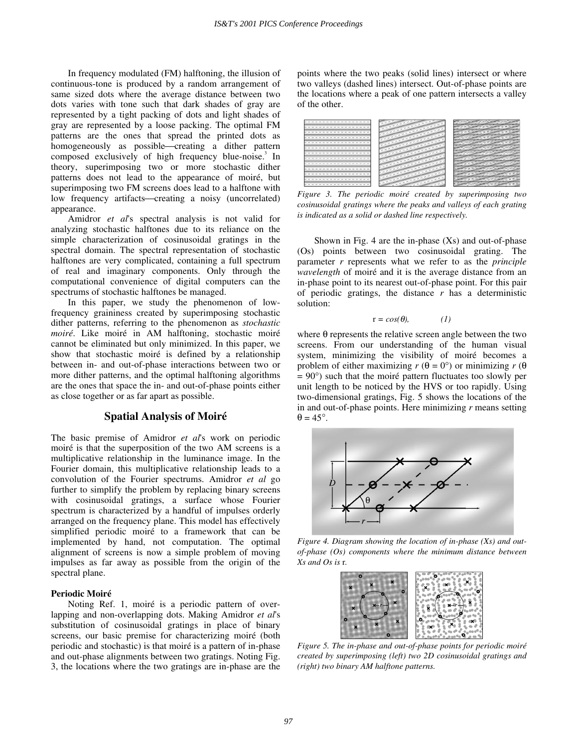In frequency modulated (FM) halftoning, the illusion of continuous-tone is produced by a random arrangement of same sized dots where the average distance between two dots varies with tone such that dark shades of gray are represented by a tight packing of dots and light shades of gray are represented by a loose packing. The optimal FM patterns are the ones that spread the printed dots as homogeneously as possible—creating a dither pattern composed exclusively of high frequency blue-noise.[3] In theory, superimposing two or more stochastic dither patterns does not lead to the appearance of moiré, but superimposing two FM screens does lead to a halftone with low frequency artifacts—creating a noisy (uncorrelated) appearance.

Amidror *et al*'s spectral analysis is not valid for analyzing stochastic halftones due to its reliance on the simple characterization of cosinusoidal gratings in the spectral domain. The spectral representation of stochastic halftones are very complicated, containing a full spectrum of real and imaginary components. Only through the computational convenience of digital computers can the spectrums of stochastic halftones be managed.

In this paper, we study the phenomenon of low-frequency graininess created by superimposing stochastic dither patterns, referring to the phenomenon as *stochastic moiré*. Like moiré in AM halftoning, stochastic moiré cannot be eliminated but only minimized. In this paper, we show that stochastic moiré is defined by a relationship between in- and out-of-phase interactions between two or more dither patterns, and the optimal halftoning algorithms are the ones that space the in- and out-of-phase points either as close together or as far apart as possible.

## Spatial Analysis of Moiré

The basic premise of Amidror *et al*'s work on periodic moiré is that the superposition of the two AM screens is a multiplicative relationship in the luminance image. In the Fourier domain, this multiplicative relationship leads to a convolution of the Fourier spectrums. Amidror *et al* go further to simplify the problem by replacing binary screens with cosinusoidal gratings, a surface whose Fourier spectrum is characterized by a handful of impulses orderly arranged on the frequency plane. This model has effectively simplified periodic moiré to a framework that can be implemented by hand, not computation. The optimal alignment of screens is now a simple problem of moving impulses as far away as possible from the origin of the spectral plane.

### Periodic Moiré

Noting Ref. 1, moiré is a periodic pattern of over-lapping and non-overlapping dots. Making Amidror *et al*'s substitution of cosinusoidal gratings in place of binary screens, our basic premise for characterizing moiré (both periodic and stochastic) is that moiré is a pattern of in-phase and out-phase alignments between two gratings. Noting Fig. 3, the locations where the two gratings are in-phase are the points where the two peaks (solid lines) intersect or where two valleys (dashed lines) intersect. Out-of-phase points are the locations where a peak of one pattern intersects a valley of the other.

*Figure 3. The periodic moiré created by superimposing two cosinusoidal gratings where the peaks and valleys of each grating is indicated as a solid or dashed line respectively.*

Shown in Fig. 4 are the in-phase (Xs) and out-of-phase (Os) points between two cosinusoidal grating. The parameter $r$ represents what we refer to as the *principle wavelength* of moiré and it is the average distance from an in-phase point to its nearest out-of-phase point. For this pair of periodic gratings, the distance $r$ has a deterministic solution:

$$r = \cos(\theta), \qquad (1)$$

where θ represents the relative screen angle between the two screens. From our understanding of the human visual system, minimizing the visibility of moiré becomes a problem of either maximizing $r$ ($\theta = 0°$) or minimizing $r$ ($\theta = 90°$) such that the moiré pattern fluctuates too slowly per unit length to be noticed by the HVS or too rapidly. Using two-dimensional gratings, Fig. 5 shows the locations of the in and out-of-phase points. Here minimizing $r$ means setting $\theta = 45°$.

*Figure 4. Diagram showing the location of in-phase (Xs) and out-of-phase (Os) components where the minimum distance between Xs and Os is* r.

*Figure 5. The in-phase and out-of-phase points for periodic moiré created by superimposing (left) two 2D cosinusoidal gratings and (right) two binary AM halftone patterns.*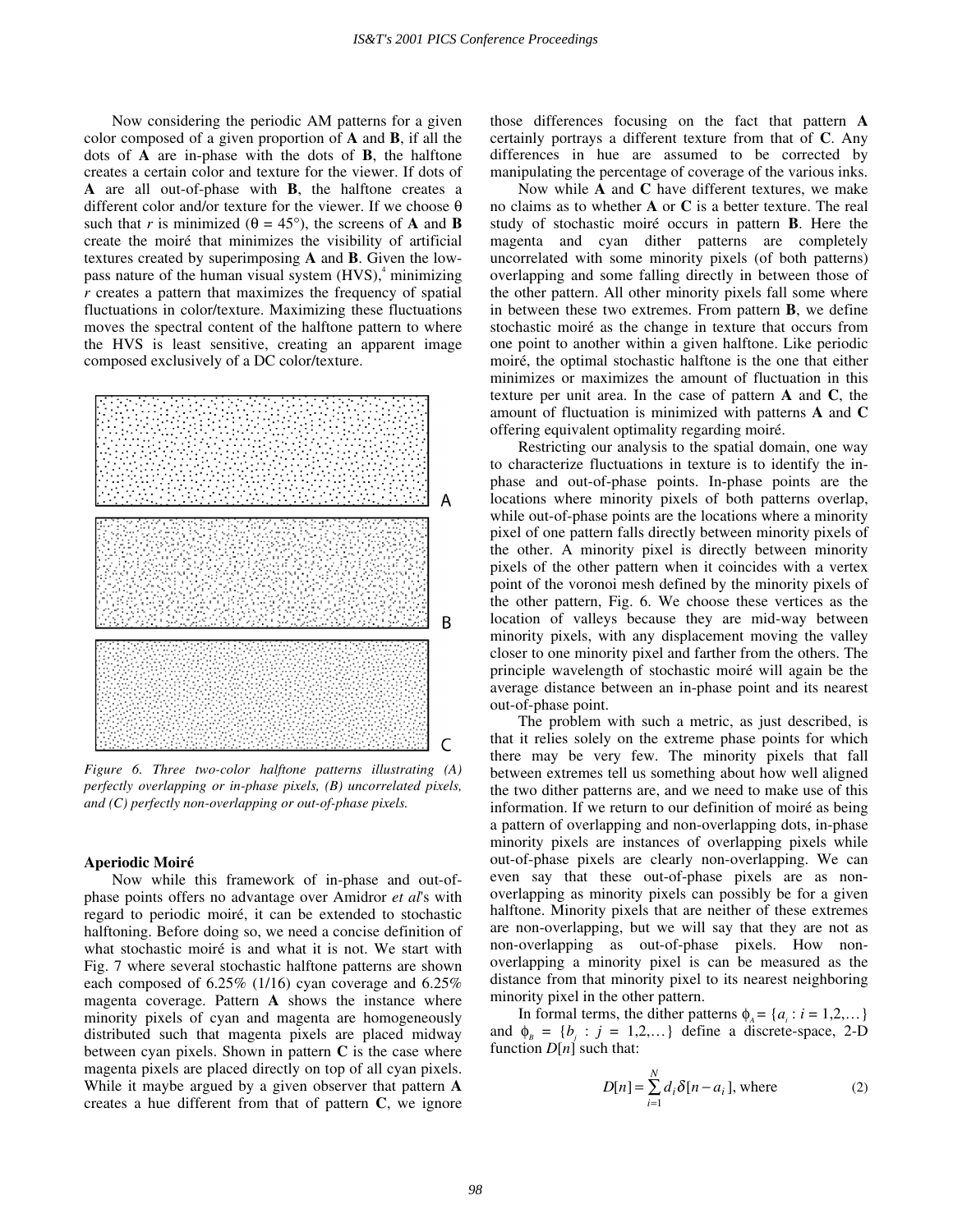Now considering the periodic AM patterns for a given color composed of a given proportion of **A** and **B**, if all the dots of **A** are in-phase with the dots of **B**, the halftone creates a certain color and texture for the viewer. If dots of **A** are all out-of-phase with **B**, the halftone creates a different color and/or texture for the viewer. If we choose $\theta$ such that $r$ is minimized ($\theta = 45°$), the screens of **A** and **B** create the moiré that minimizes the visibility of artificial textures created by superimposing **A** and **B**. Given the low-pass nature of the human visual system (HVS),[4] minimizing $r$ creates a pattern that maximizes the frequency of spatial fluctuations in color/texture. Maximizing these fluctuations moves the spectral content of the halftone pattern to where the HVS is least sensitive, creating an apparent image composed exclusively of a DC color/texture.

*Figure 6. Three two-color halftone patterns illustrating (A) perfectly overlapping or in-phase pixels, (B) uncorrelated pixels, and (C) perfectly non-overlapping or out-of-phase pixels.*

## Aperiodic Moiré

Now while this framework of in-phase and out-of-phase points offers no advantage over Amidror *et al*'s with regard to periodic moiré, it can be extended to stochastic halftoning. Before doing so, we need a concise definition of what stochastic moiré is and what it is not. We start with Fig. 7 where several stochastic halftone patterns are shown each composed of 6.25% (1/16) cyan coverage and 6.25% magenta coverage. Pattern **A** shows the instance where minority pixels of cyan and magenta are homogeneously distributed such that magenta pixels are placed midway between cyan pixels. Shown in pattern **C** is the case where magenta pixels are placed directly on top of all cyan pixels. While it maybe argued by a given observer that pattern **A** creates a hue different from that of pattern **C**, we ignore those differences focusing on the fact that pattern **A** certainly portrays a different texture from that of **C**. Any differences in hue are assumed to be corrected by manipulating the percentage of coverage of the various inks.

Now while **A** and **C** have different textures, we make no claims as to whether **A** or **C** is a better texture. The real study of stochastic moiré occurs in pattern **B**. Here the magenta and cyan dither patterns are completely uncorrelated with some minority pixels (of both patterns) overlapping and some falling directly in between those of the other pattern. All other minority pixels fall some where in between these two extremes. From pattern **B**, we define stochastic moiré as the change in texture that occurs from one point to another within a given halftone. Like periodic moiré, the optimal stochastic halftone is the one that either minimizes or maximizes the amount of fluctuation in this texture per unit area. In the case of pattern **A** and **C**, the amount of fluctuation is minimized with patterns **A** and **C** offering equivalent optimality regarding moiré.

Restricting our analysis to the spatial domain, one way to characterize fluctuations in texture is to identify the in-phase and out-of-phase points. In-phase points are the locations where minority pixels of both patterns overlap, while out-of-phase points are the locations where a minority pixel of one pattern falls directly between minority pixels of the other. A minority pixel is directly between minority pixels of the other pattern when it coincides with a vertex point of the voronoi mesh defined by the minority pixels of the other pattern, Fig. 6. We choose these vertices as the location of valleys because they are mid-way between minority pixels, with any displacement moving the valley closer to one minority pixel and farther from the others. The principle wavelength of stochastic moiré will again be the average distance between an in-phase point and its nearest out-of-phase point.

The problem with such a metric, as just described, is that it relies solely on the extreme phase points for which there may be very few. The minority pixels that fall between extremes tell us something about how well aligned the two dither patterns are, and we need to make use of this information. If we return to our definition of moiré as being a pattern of overlapping and non-overlapping dots, in-phase minority pixels are instances of overlapping pixels while out-of-phase pixels are clearly non-overlapping. We can even say that these out-of-phase pixels are as non-overlapping as minority pixels can possibly be for a given halftone. Minority pixels that are neither of these extremes are non-overlapping, but we will say that they are not as non-overlapping as out-of-phase pixels. How non-overlapping a minority pixel is can be measured as the distance from that minority pixel to its nearest neighboring minority pixel in the other pattern.

In formal terms, the dither patterns $\phi_A = \{a_i : i = 1,2,\ldots\}$ and $\phi_B = \{b_j : j = 1,2,\ldots\}$ define a discrete-space, 2-D function $D[n]$ such that:

$$D[n] = \sum_{i=1}^{N} d_i \delta[n - a_i], \text{ where} \tag{2}$$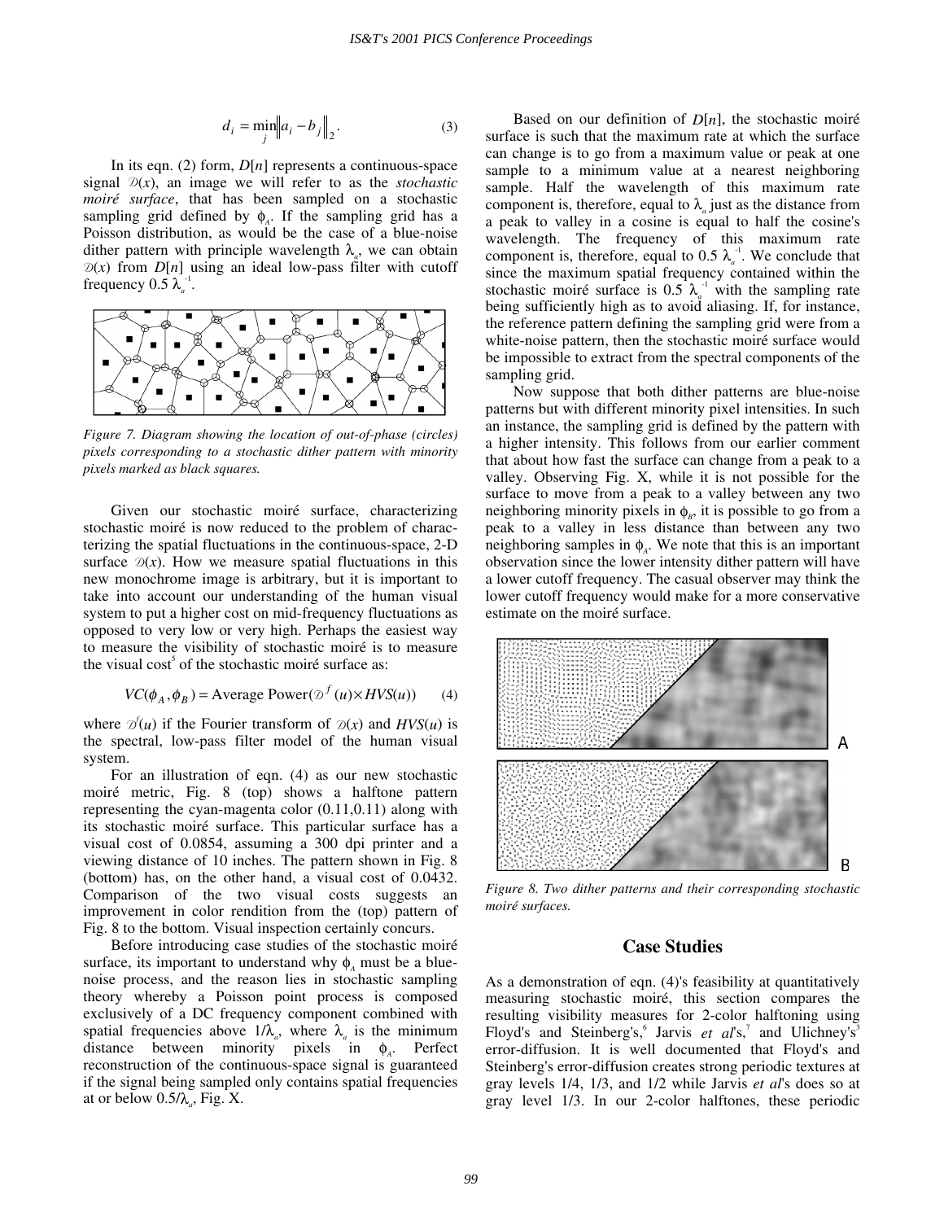$$d_i = \min_j \| a_i - b_j \|_2 . \quad (3)$$

In its eqn. (2) form, $D[n]$ represents a continuous-space signal $\mathcal{D}(x)$, an image we will refer to as the *stochastic moiré surface*, that has been sampled on a stochastic sampling grid defined by $\phi_A$. If the sampling grid has a Poisson distribution, as would be the case of a blue-noise dither pattern with principle wavelength $\lambda_a$, we can obtain $\mathcal{D}(x)$ from $D[n]$ using an ideal low-pass filter with cutoff frequency $0.5\,\lambda_a^{-1}$.

*Figure 7. Diagram showing the location of out-of-phase (circles) pixels corresponding to a stochastic dither pattern with minority pixels marked as black squares.*

Given our stochastic moiré surface, characterizing stochastic moiré is now reduced to the problem of characterizing the spatial fluctuations in the continuous-space, 2-D surface $\mathcal{D}(x)$. How we measure spatial fluctuations in this new monochrome image is arbitrary, but it is important to take into account our understanding of the human visual system to put a higher cost on mid-frequency fluctuations as opposed to very low or very high. Perhaps the easiest way to measure the visibility of stochastic moiré is to measure the visual cost[5] of the stochastic moiré surface as:

$$VC(\phi_A, \phi_B) = \text{Average Power}(\mathcal{D}^f(u) \times HVS(u)) \quad (4)$$

where $\mathcal{D}^f(u)$ if the Fourier transform of $\mathcal{D}(x)$ and $HVS(u)$ is the spectral, low-pass filter model of the human visual system.

For an illustration of eqn. (4) as our new stochastic moiré metric, Fig. 8 (top) shows a halftone pattern representing the cyan-magenta color (0.11,0.11) along with its stochastic moiré surface. This particular surface has a visual cost of 0.0854, assuming a 300 dpi printer and a viewing distance of 10 inches. The pattern shown in Fig. 8 (bottom) has, on the other hand, a visual cost of 0.0432. Comparison of the two visual costs suggests an improvement in color rendition from the (top) pattern of Fig. 8 to the bottom. Visual inspection certainly concurs.

Before introducing case studies of the stochastic moiré surface, its important to understand why $\phi_A$ must be a blue-noise process, and the reason lies in stochastic sampling theory whereby a Poisson point process is composed exclusively of a DC frequency component combined with spatial frequencies above $1/\lambda_a$, where $\lambda_a$ is the minimum distance between minority pixels in $\phi_A$. Perfect reconstruction of the continuous-space signal is guaranteed if the signal being sampled only contains spatial frequencies at or below $0.5/\lambda_a$, Fig. X.

Based on our definition of $D[n]$, the stochastic moiré surface is such that the maximum rate at which the surface can change is to go from a maximum value or peak at one sample to a minimum value at a nearest neighboring sample. Half the wavelength of this maximum rate component is, therefore, equal to $\lambda_a$ just as the distance from a peak to valley in a cosine is equal to half the cosine's wavelength. The frequency of this maximum rate component is, therefore, equal to $0.5\,\lambda_a^{-1}$. We conclude that since the maximum spatial frequency contained within the stochastic moiré surface is $0.5\,\lambda_a^{-1}$ with the sampling rate being sufficiently high as to avoid aliasing. If, for instance, the reference pattern defining the sampling grid were from a white-noise pattern, then the stochastic moiré surface would be impossible to extract from the spectral components of the sampling grid.

Now suppose that both dither patterns are blue-noise patterns but with different minority pixel intensities. In such an instance, the sampling grid is defined by the pattern with a higher intensity. This follows from our earlier comment that about how fast the surface can change from a peak to a valley. Observing Fig. X, while it is not possible for the surface to move from a peak to a valley between any two neighboring minority pixels in $\phi_B$, it is possible to go from a peak to a valley in less distance than between any two neighboring samples in $\phi_A$. We note that this is an important observation since the lower intensity dither pattern will have a lower cutoff frequency. The casual observer may think the lower cutoff frequency would make for a more conservative estimate on the moiré surface.

*Figure 8. Two dither patterns and their corresponding stochastic moiré surfaces.*

## Case Studies

As a demonstration of eqn. (4)'s feasibility at quantitatively measuring stochastic moiré, this section compares the resulting visibility measures for 2-color halftoning using Floyd's and Steinberg's,[6] Jarvis *et al*'s,[7] and Ulichney's[3] error-diffusion. It is well documented that Floyd's and Steinberg's error-diffusion creates strong periodic textures at gray levels 1/4, 1/3, and 1/2 while Jarvis *et al*'s does so at gray level 1/3. In our 2-color halftones, these periodic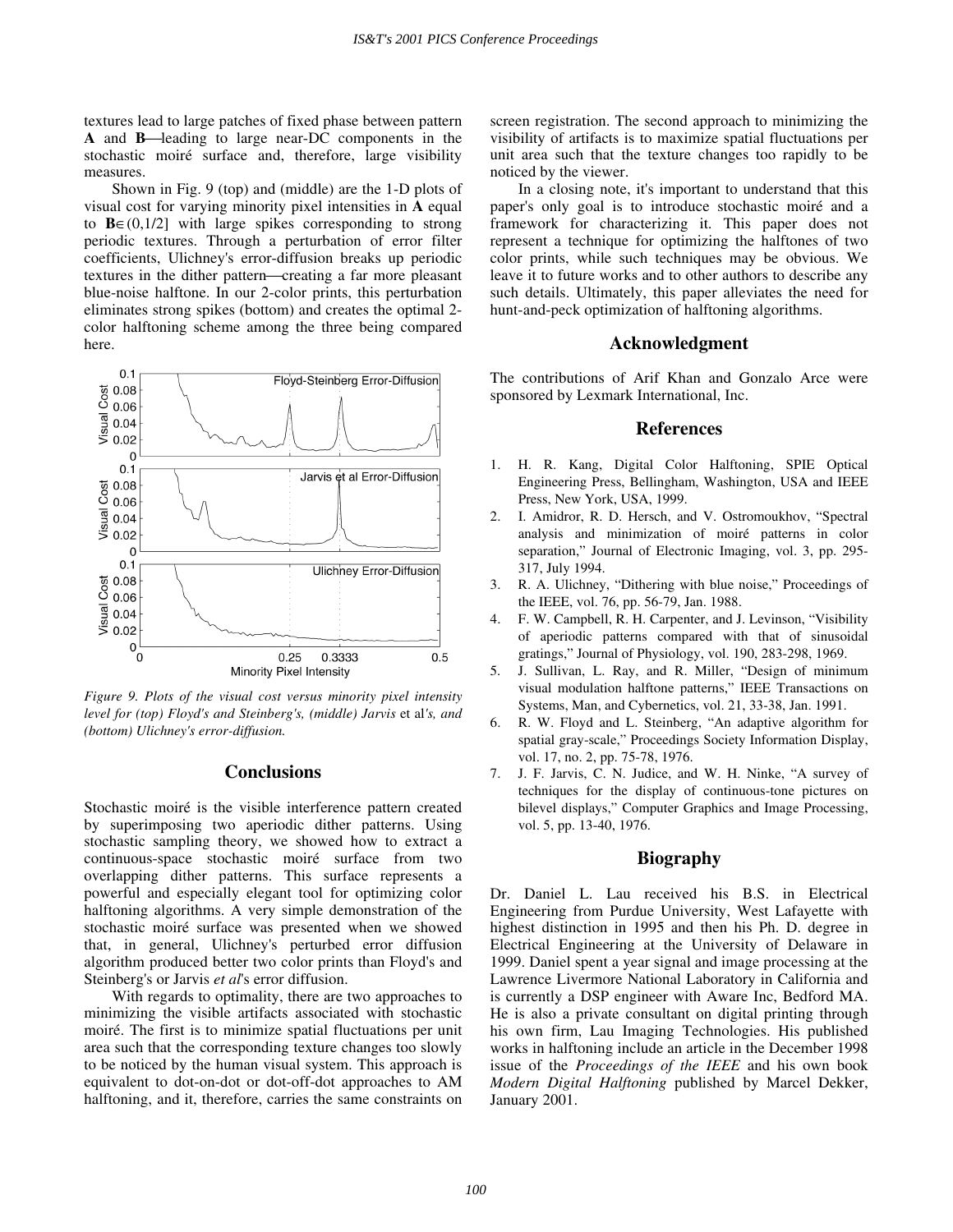textures lead to large patches of fixed phase between pattern **A** and **B**—leading to large near-DC components in the stochastic moiré surface and, therefore, large visibility measures.

Shown in Fig. 9 (top) and (middle) are the 1-D plots of visual cost for varying minority pixel intensities in **A** equal to $\mathbf{B} \in (0,1/2]$ with large spikes corresponding to strong periodic textures. Through a perturbation of error filter coefficients, Ulichney's error-diffusion breaks up periodic textures in the dither pattern—creating a far more pleasant blue-noise halftone. In our 2-color prints, this perturbation eliminates strong spikes (bottom) and creates the optimal 2-color halftoning scheme among the three being compared here.

Floyd-Steinberg Error-Diffusion
Jarvis et al Error-Diffusion
Ulichney Error-Diffusion
Visual Cost
0.1
0.08
0.06
0.04
0.02
0
Minority Pixel Intensity
0 0.25 0.3333 0.5

*Figure 9. Plots of the visual cost versus minority pixel intensity level for (top) Floyd's and Steinberg's, (middle) Jarvis* et al*'s, and (bottom) Ulichney's error-diffusion.*

## Conclusions

Stochastic moiré is the visible interference pattern created by superimposing two aperiodic dither patterns. Using stochastic sampling theory, we showed how to extract a continuous-space stochastic moiré surface from two overlapping dither patterns. This surface represents a powerful and especially elegant tool for optimizing color halftoning algorithms. A very simple demonstration of the stochastic moiré surface was presented when we showed that, in general, Ulichney's perturbed error diffusion algorithm produced better two color prints than Floyd's and Steinberg's or Jarvis *et al*'s error diffusion.

With regards to optimality, there are two approaches to minimizing the visible artifacts associated with stochastic moiré. The first is to minimize spatial fluctuations per unit area such that the corresponding texture changes too slowly to be noticed by the human visual system. This approach is equivalent to dot-on-dot or dot-off-dot approaches to AM halftoning, and it, therefore, carries the same constraints on screen registration. The second approach to minimizing the visibility of artifacts is to maximize spatial fluctuations per unit area such that the texture changes too rapidly to be noticed by the viewer.

In a closing note, it's important to understand that this paper's only goal is to introduce stochastic moiré and a framework for characterizing it. This paper does not represent a technique for optimizing the halftones of two color prints, while such techniques may be obvious. We leave it to future works and to other authors to describe any such details. Ultimately, this paper alleviates the need for hunt-and-peck optimization of halftoning algorithms.

## Acknowledgment

The contributions of Arif Khan and Gonzalo Arce were sponsored by Lexmark International, Inc.

## References

1. H. R. Kang, Digital Color Halftoning, SPIE Optical Engineering Press, Bellingham, Washington, USA and IEEE Press, New York, USA, 1999.
2. I. Amidror, R. D. Hersch, and V. Ostromoukhov, "Spectral analysis and minimization of moiré patterns in color separation," Journal of Electronic Imaging, vol. 3, pp. 295-317, July 1994.
3. R. A. Ulichney, "Dithering with blue noise," Proceedings of the IEEE, vol. 76, pp. 56-79, Jan. 1988.
4. F. W. Campbell, R. H. Carpenter, and J. Levinson, "Visibility of aperiodic patterns compared with that of sinusoidal gratings," Journal of Physiology, vol. 190, 283-298, 1969.
5. J. Sullivan, L. Ray, and R. Miller, "Design of minimum visual modulation halftone patterns," IEEE Transactions on Systems, Man, and Cybernetics, vol. 21, 33-38, Jan. 1991.
6. R. W. Floyd and L. Steinberg, "An adaptive algorithm for spatial gray-scale," Proceedings Society Information Display, vol. 17, no. 2, pp. 75-78, 1976.
7. J. F. Jarvis, C. N. Judice, and W. H. Ninke, "A survey of techniques for the display of continuous-tone pictures on bilevel displays," Computer Graphics and Image Processing, vol. 5, pp. 13-40, 1976.

## Biography

Dr. Daniel L. Lau received his B.S. in Electrical Engineering from Purdue University, West Lafayette with highest distinction in 1995 and then his Ph. D. degree in Electrical Engineering at the University of Delaware in 1999. Daniel spent a year signal and image processing at the Lawrence Livermore National Laboratory in California and is currently a DSP engineer with Aware Inc, Bedford MA. He is also a private consultant on digital printing through his own firm, Lau Imaging Technologies. His published works in halftoning include an article in the December 1998 issue of the *Proceedings of the IEEE* and his own book *Modern Digital Halftoning* published by Marcel Dekker, January 2001.